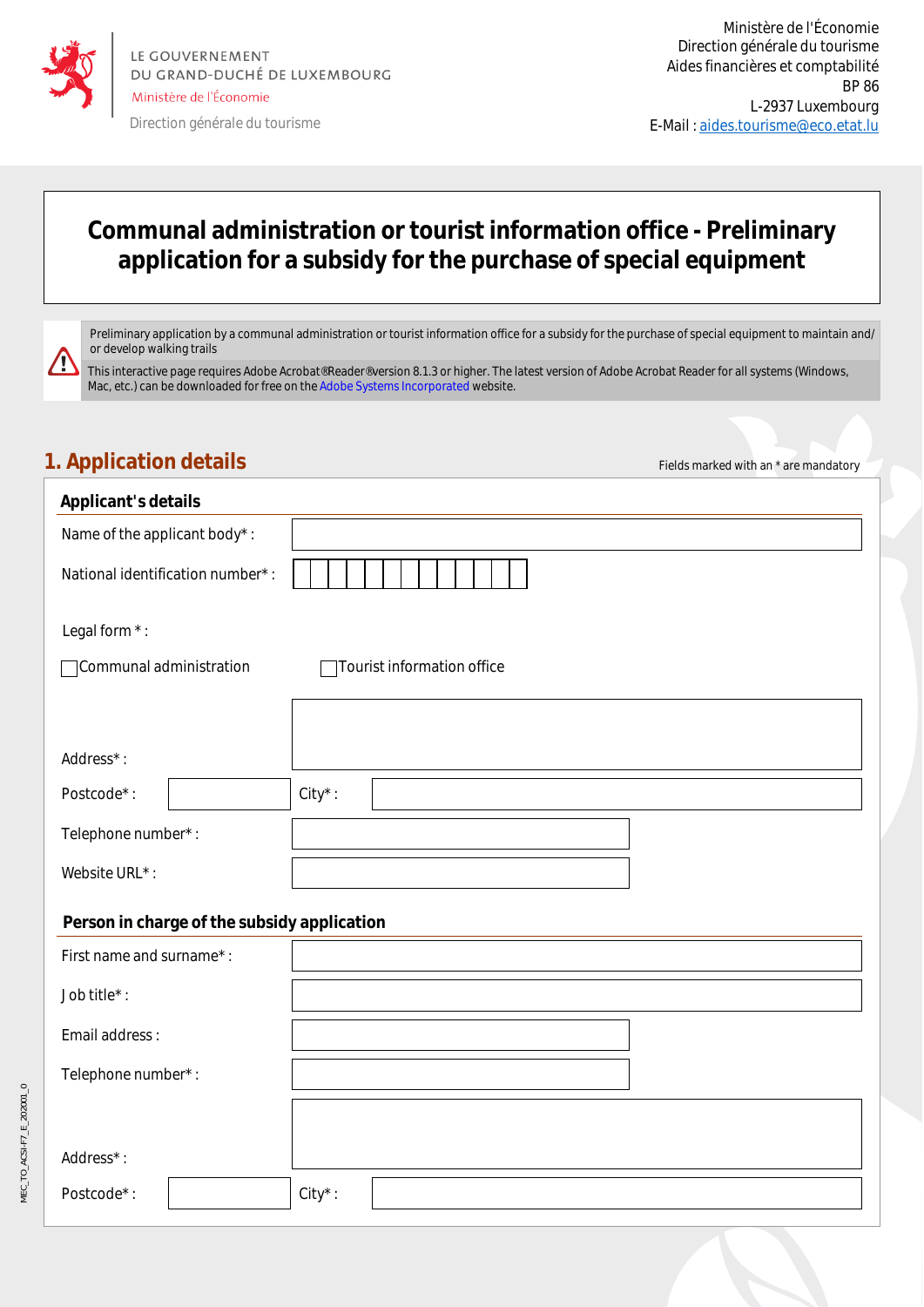LE GOUVERNEMENT
DU GRAND-DUCHÉ DE LUXEMBOURG
Ministère de l'Économie

Direction générale du tourisme

Ministère de l'Économie
Direction générale du tourisme
Aides financières et comptabilité
BP 86
L-2937 Luxembourg
E-Mail : aides.tourisme@eco.etat.lu

# Communal administration or tourist information office - Preliminary application for a subsidy for the purchase of special equipment

Preliminary application by a communal administration or tourist information office for a subsidy for the purchase of special equipment to maintain and/ or develop walking trails

This interactive page requires Adobe Acrobat®Reader®version 8.1.3 or higher. The latest version of Adobe Acrobat Reader for all systems (Windows, Mac, etc.) can be downloaded for free on the Adobe Systems Incorporated website.

## 1. Application details

Fields marked with an * are mandatory

### Applicant's details

Name of the applicant body* :

National identification number* :

Legal form * :

☐ Communal administration ☐ Tourist information office

Address* :

Postcode* : City* :

Telephone number* :

Website URL* :

### Person in charge of the subsidy application

First name and surname* :

Job title* :

Email address :

Telephone number* :

Address* :

Postcode* : City* :

MEC_TO_ACSI-F7_E_202001_0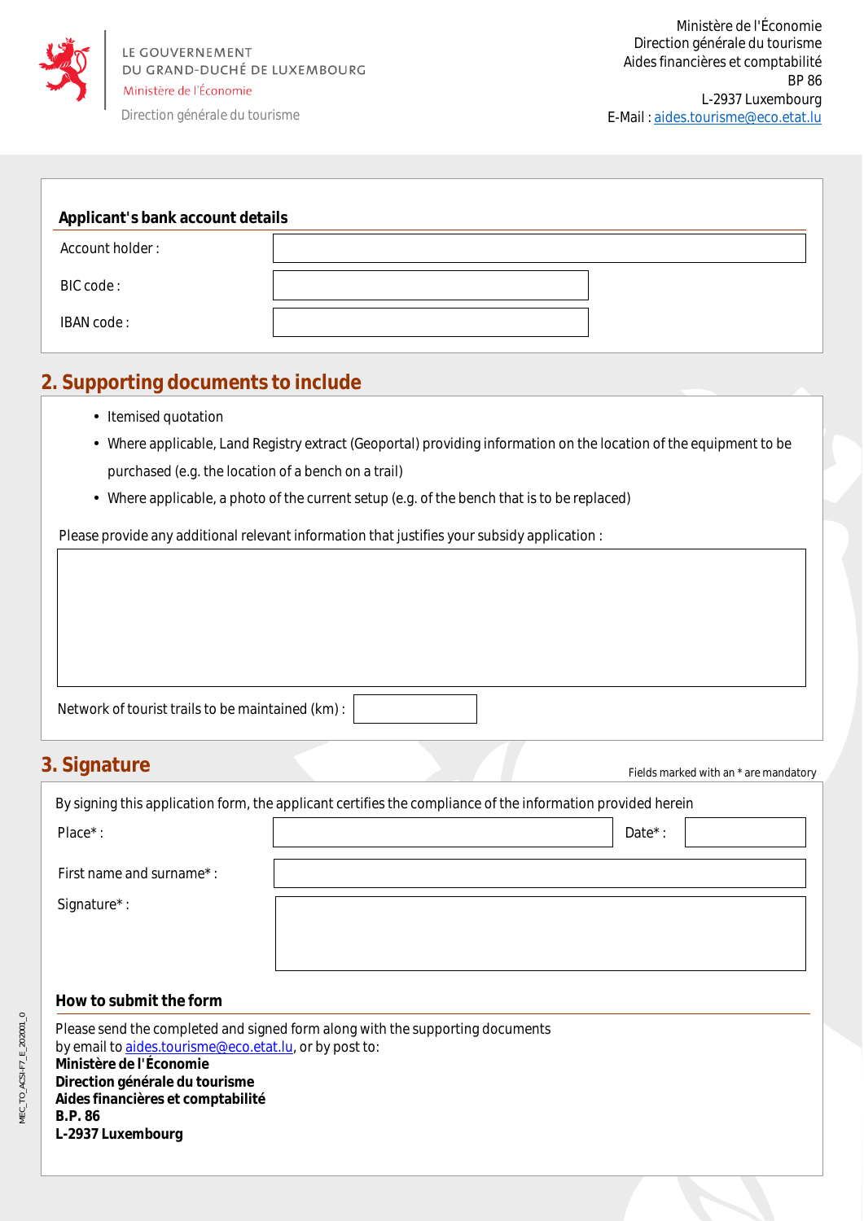Ministère de l'Économie
Direction générale du tourisme
Aides financières et comptabilité
BP 86
L-2937 Luxembourg
E-Mail : aides.tourisme@eco.etat.lu

### Applicant's bank account details

Account holder :

BIC code :

IBAN code :

## 2. Supporting documents to include

- Itemised quotation
- Where applicable, Land Registry extract (Geoportal) providing information on the location of the equipment to be purchased (e.g. the location of a bench on a trail)
- Where applicable, a photo of the current setup (e.g. of the bench that is to be replaced)

Please provide any additional relevant information that justifies your subsidy application :

Network of tourist trails to be maintained (km) :

## 3. Signature

Fields marked with an * are mandatory

By signing this application form, the applicant certifies the compliance of the information provided herein

Place* :

Date* :

First name and surname* :

Signature* :

### How to submit the form

Please send the completed and signed form along with the supporting documents by email to aides.tourisme@eco.etat.lu, or by post to:

**Ministère de l'Économie**
**Direction générale du tourisme**
**Aides financières et comptabilité**
**B.P. 86**
**L-2937 Luxembourg**

MEC_TO_ACSI-F7_E_202001_0